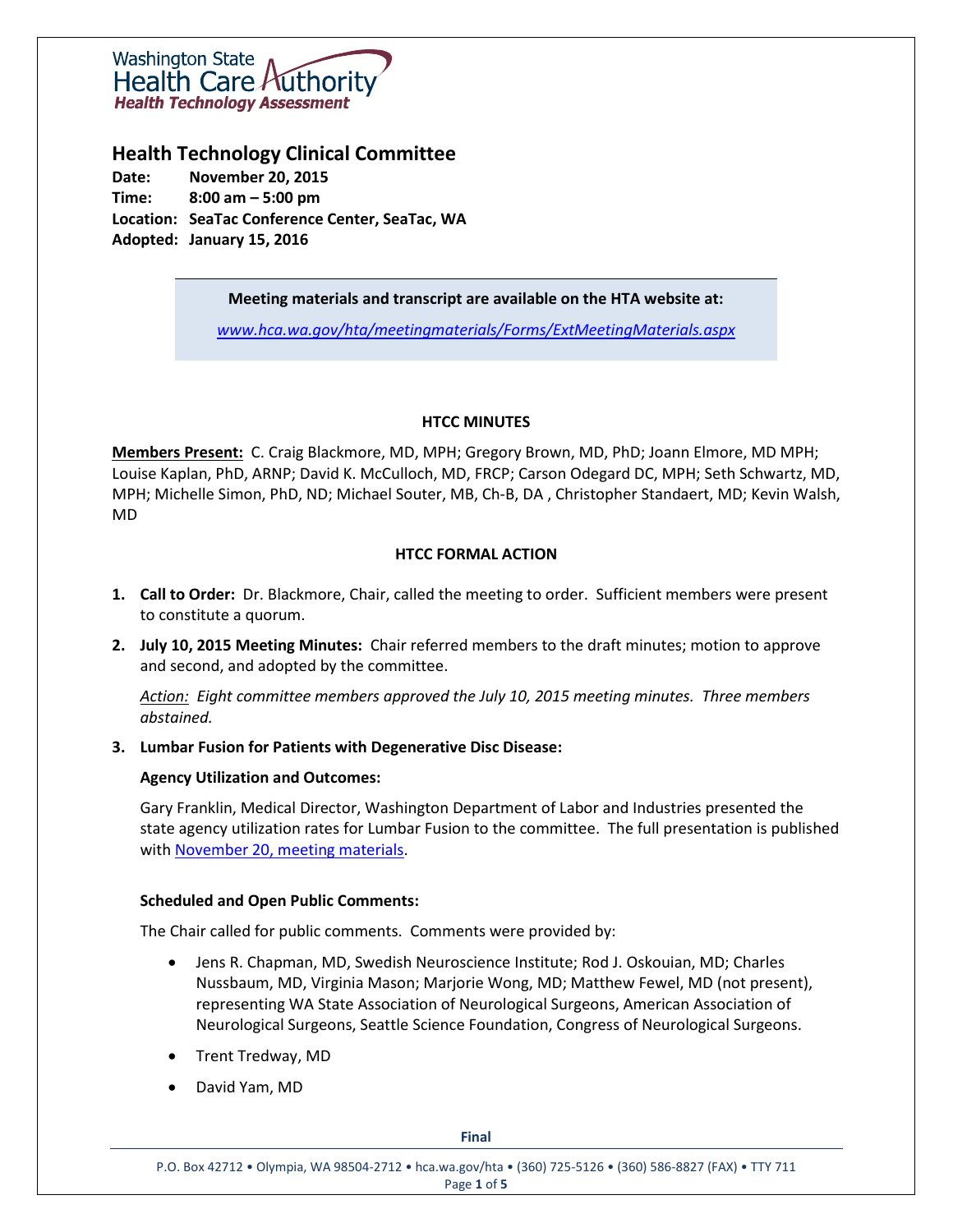Washington State Health Care Authority
Health Technology Assessment

# Health Technology Clinical Committee

**Date:** November 20, 2015
**Time:** 8:00 am – 5:00 pm
**Location:** SeaTac Conference Center, SeaTac, WA
**Adopted:** January 15, 2016

**Meeting materials and transcript are available on the HTA website at:**

*www.hca.wa.gov/hta/meetingmaterials/Forms/ExtMeetingMaterials.aspx*

## HTCC MINUTES

**Members Present:** C. Craig Blackmore, MD, MPH; Gregory Brown, MD, PhD; Joann Elmore, MD MPH; Louise Kaplan, PhD, ARNP; David K. McCulloch, MD, FRCP; Carson Odegard DC, MPH; Seth Schwartz, MD, MPH; Michelle Simon, PhD, ND; Michael Souter, MB, Ch-B, DA , Christopher Standaert, MD; Kevin Walsh, MD

## HTCC FORMAL ACTION

1. **Call to Order:** Dr. Blackmore, Chair, called the meeting to order. Sufficient members were present to constitute a quorum.
2. **July 10, 2015 Meeting Minutes:** Chair referred members to the draft minutes; motion to approve and second, and adopted by the committee.

   *Action: Eight committee members approved the July 10, 2015 meeting minutes. Three members abstained.*

3. **Lumbar Fusion for Patients with Degenerative Disc Disease:**

   **Agency Utilization and Outcomes:**

   Gary Franklin, Medical Director, Washington Department of Labor and Industries presented the state agency utilization rates for Lumbar Fusion to the committee. The full presentation is published with November 20, meeting materials.

   **Scheduled and Open Public Comments:**

   The Chair called for public comments. Comments were provided by:

   - Jens R. Chapman, MD, Swedish Neuroscience Institute; Rod J. Oskouian, MD; Charles Nussbaum, MD, Virginia Mason; Marjorie Wong, MD; Matthew Fewel, MD (not present), representing WA State Association of Neurological Surgeons, American Association of Neurological Surgeons, Seattle Science Foundation, Congress of Neurological Surgeons.
   - Trent Tredway, MD
   - David Yam, MD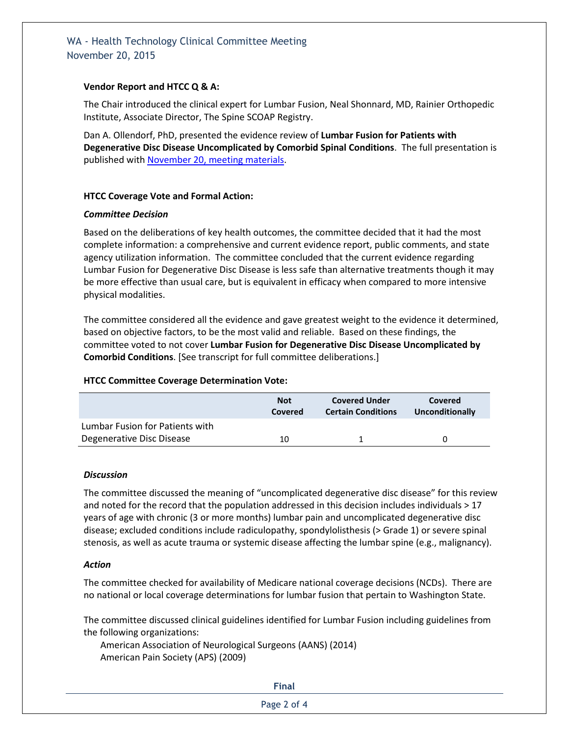**Vendor Report and HTCC Q & A:**

The Chair introduced the clinical expert for Lumbar Fusion, Neal Shonnard, MD, Rainier Orthopedic Institute, Associate Director, The Spine SCOAP Registry.

Dan A. Ollendorf, PhD, presented the evidence review of **Lumbar Fusion for Patients with Degenerative Disc Disease Uncomplicated by Comorbid Spinal Conditions**. The full presentation is published with November 20, meeting materials.

**HTCC Coverage Vote and Formal Action:**

***Committee Decision***

Based on the deliberations of key health outcomes, the committee decided that it had the most complete information: a comprehensive and current evidence report, public comments, and state agency utilization information. The committee concluded that the current evidence regarding Lumbar Fusion for Degenerative Disc Disease is less safe than alternative treatments though it may be more effective than usual care, but is equivalent in efficacy when compared to more intensive physical modalities.

The committee considered all the evidence and gave greatest weight to the evidence it determined, based on objective factors, to be the most valid and reliable. Based on these findings, the committee voted to not cover **Lumbar Fusion for Degenerative Disc Disease Uncomplicated by Comorbid Conditions**. [See transcript for full committee deliberations.]

**HTCC Committee Coverage Determination Vote:**

| | Not Covered | Covered Under Certain Conditions | Covered Unconditionally |
|---|---|---|---|
| Lumbar Fusion for Patients with Degenerative Disc Disease | 10 | 1 | 0 |

***Discussion***

The committee discussed the meaning of "uncomplicated degenerative disc disease" for this review and noted for the record that the population addressed in this decision includes individuals > 17 years of age with chronic (3 or more months) lumbar pain and uncomplicated degenerative disc disease; excluded conditions include radiculopathy, spondylolisthesis (> Grade 1) or severe spinal stenosis, as well as acute trauma or systemic disease affecting the lumbar spine (e.g., malignancy).

***Action***

The committee checked for availability of Medicare national coverage decisions (NCDs). There are no national or local coverage determinations for lumbar fusion that pertain to Washington State.

The committee discussed clinical guidelines identified for Lumbar Fusion including guidelines from the following organizations:

- American Association of Neurological Surgeons (AANS) (2014)
- American Pain Society (APS) (2009)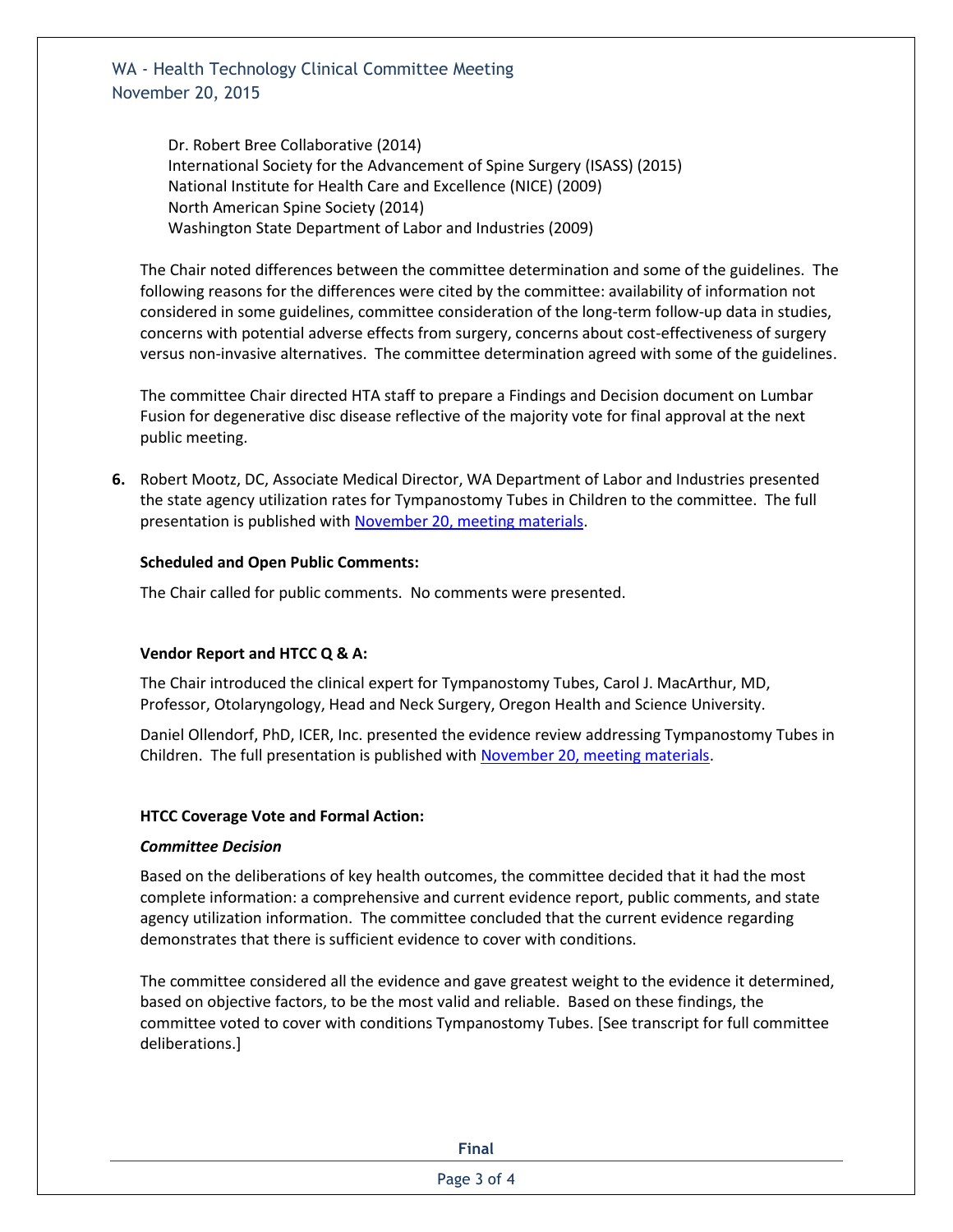Dr. Robert Bree Collaborative (2014)
International Society for the Advancement of Spine Surgery (ISASS) (2015)
National Institute for Health Care and Excellence (NICE) (2009)
North American Spine Society (2014)
Washington State Department of Labor and Industries (2009)

The Chair noted differences between the committee determination and some of the guidelines. The following reasons for the differences were cited by the committee: availability of information not considered in some guidelines, committee consideration of the long-term follow-up data in studies, concerns with potential adverse effects from surgery, concerns about cost-effectiveness of surgery versus non-invasive alternatives. The committee determination agreed with some of the guidelines.

The committee Chair directed HTA staff to prepare a Findings and Decision document on Lumbar Fusion for degenerative disc disease reflective of the majority vote for final approval at the next public meeting.

**6.** Robert Mootz, DC, Associate Medical Director, WA Department of Labor and Industries presented the state agency utilization rates for Tympanostomy Tubes in Children to the committee. The full presentation is published with November 20, meeting materials.

**Scheduled and Open Public Comments:**

The Chair called for public comments. No comments were presented.

**Vendor Report and HTCC Q & A:**

The Chair introduced the clinical expert for Tympanostomy Tubes, Carol J. MacArthur, MD, Professor, Otolaryngology, Head and Neck Surgery, Oregon Health and Science University.

Daniel Ollendorf, PhD, ICER, Inc. presented the evidence review addressing Tympanostomy Tubes in Children. The full presentation is published with November 20, meeting materials.

**HTCC Coverage Vote and Formal Action:**

***Committee Decision***

Based on the deliberations of key health outcomes, the committee decided that it had the most complete information: a comprehensive and current evidence report, public comments, and state agency utilization information. The committee concluded that the current evidence regarding demonstrates that there is sufficient evidence to cover with conditions.

The committee considered all the evidence and gave greatest weight to the evidence it determined, based on objective factors, to be the most valid and reliable. Based on these findings, the committee voted to cover with conditions Tympanostomy Tubes. [See transcript for full committee deliberations.]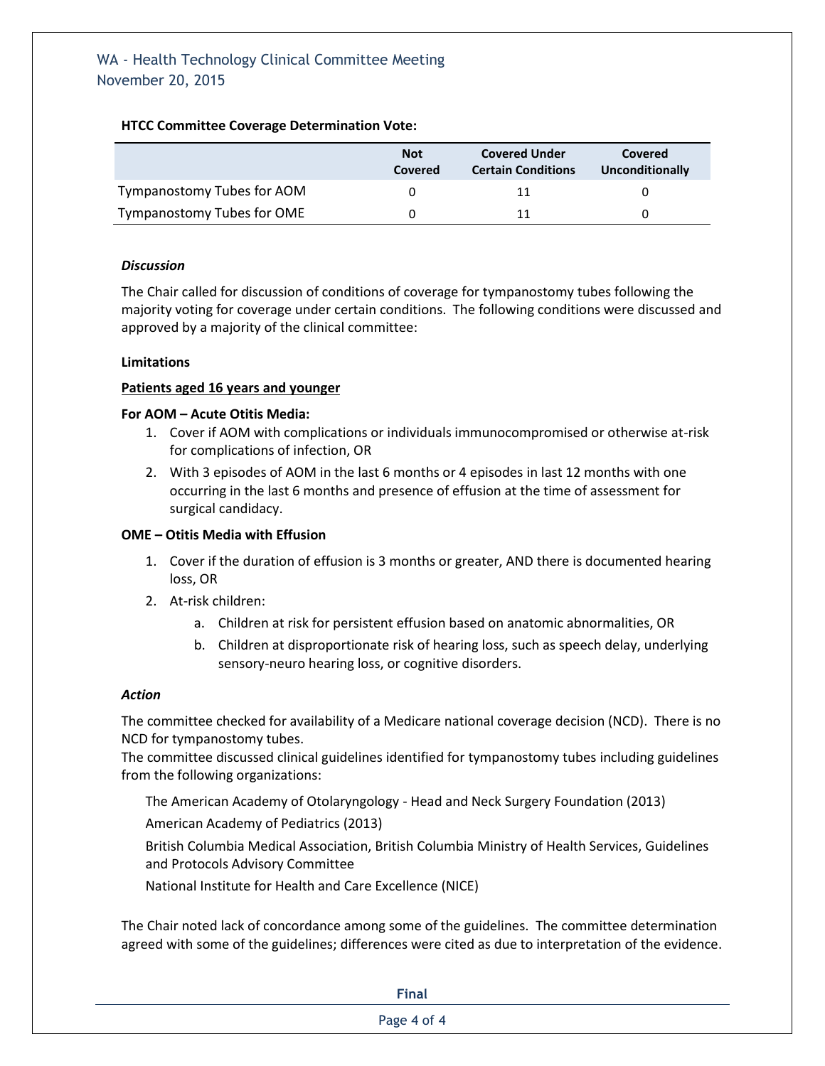**HTCC Committee Coverage Determination Vote:**

| | Not Covered | Covered Under Certain Conditions | Covered Unconditionally |
|---|---|---|---|
| Tympanostomy Tubes for AOM | 0 | 11 | 0 |
| Tympanostomy Tubes for OME | 0 | 11 | 0 |

***Discussion***

The Chair called for discussion of conditions of coverage for tympanostomy tubes following the majority voting for coverage under certain conditions. The following conditions were discussed and approved by a majority of the clinical committee:

**Limitations**

**Patients aged 16 years and younger**

**For AOM – Acute Otitis Media:**

1. Cover if AOM with complications or individuals immunocompromised or otherwise at-risk for complications of infection, OR
2. With 3 episodes of AOM in the last 6 months or 4 episodes in last 12 months with one occurring in the last 6 months and presence of effusion at the time of assessment for surgical candidacy.

**OME – Otitis Media with Effusion**

1. Cover if the duration of effusion is 3 months or greater, AND there is documented hearing loss, OR
2. At-risk children:
   a. Children at risk for persistent effusion based on anatomic abnormalities, OR
   b. Children at disproportionate risk of hearing loss, such as speech delay, underlying sensory-neuro hearing loss, or cognitive disorders.

***Action***

The committee checked for availability of a Medicare national coverage decision (NCD). There is no NCD for tympanostomy tubes.
The committee discussed clinical guidelines identified for tympanostomy tubes including guidelines from the following organizations:

The American Academy of Otolaryngology - Head and Neck Surgery Foundation (2013)

American Academy of Pediatrics (2013)

British Columbia Medical Association, British Columbia Ministry of Health Services, Guidelines and Protocols Advisory Committee

National Institute for Health and Care Excellence (NICE)

The Chair noted lack of concordance among some of the guidelines. The committee determination agreed with some of the guidelines; differences were cited as due to interpretation of the evidence.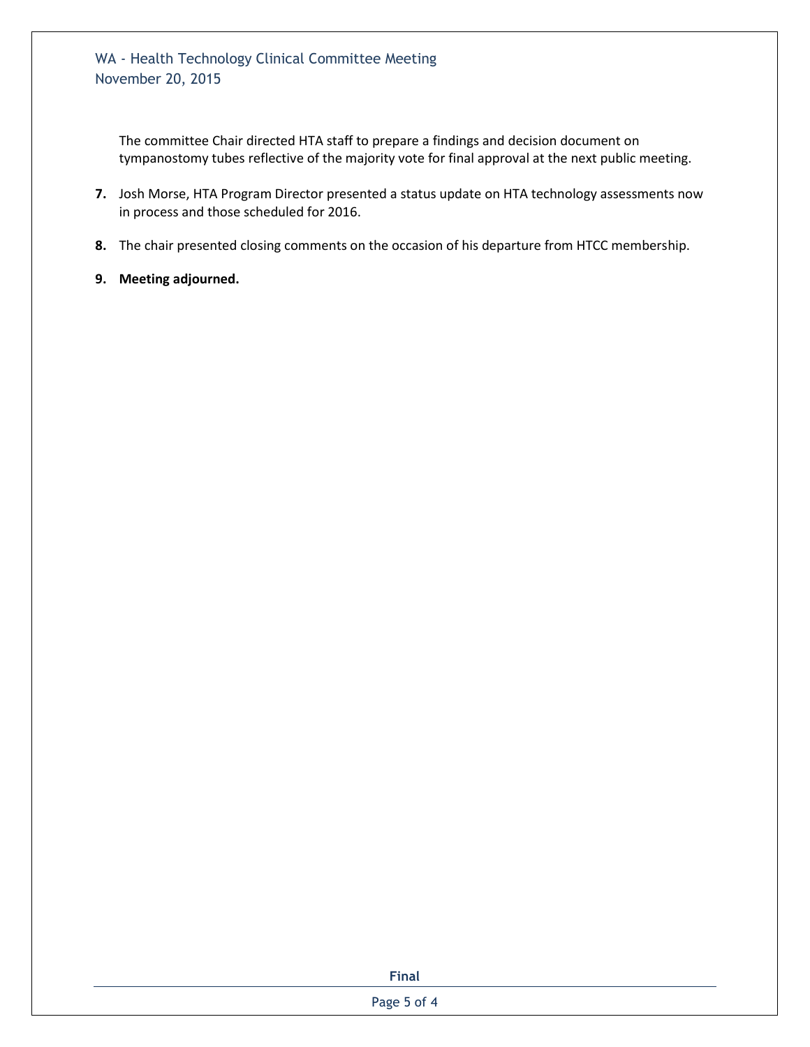The committee Chair directed HTA staff to prepare a findings and decision document on tympanostomy tubes reflective of the majority vote for final approval at the next public meeting.

7. Josh Morse, HTA Program Director presented a status update on HTA technology assessments now in process and those scheduled for 2016.

8. The chair presented closing comments on the occasion of his departure from HTCC membership.

9. **Meeting adjourned.**